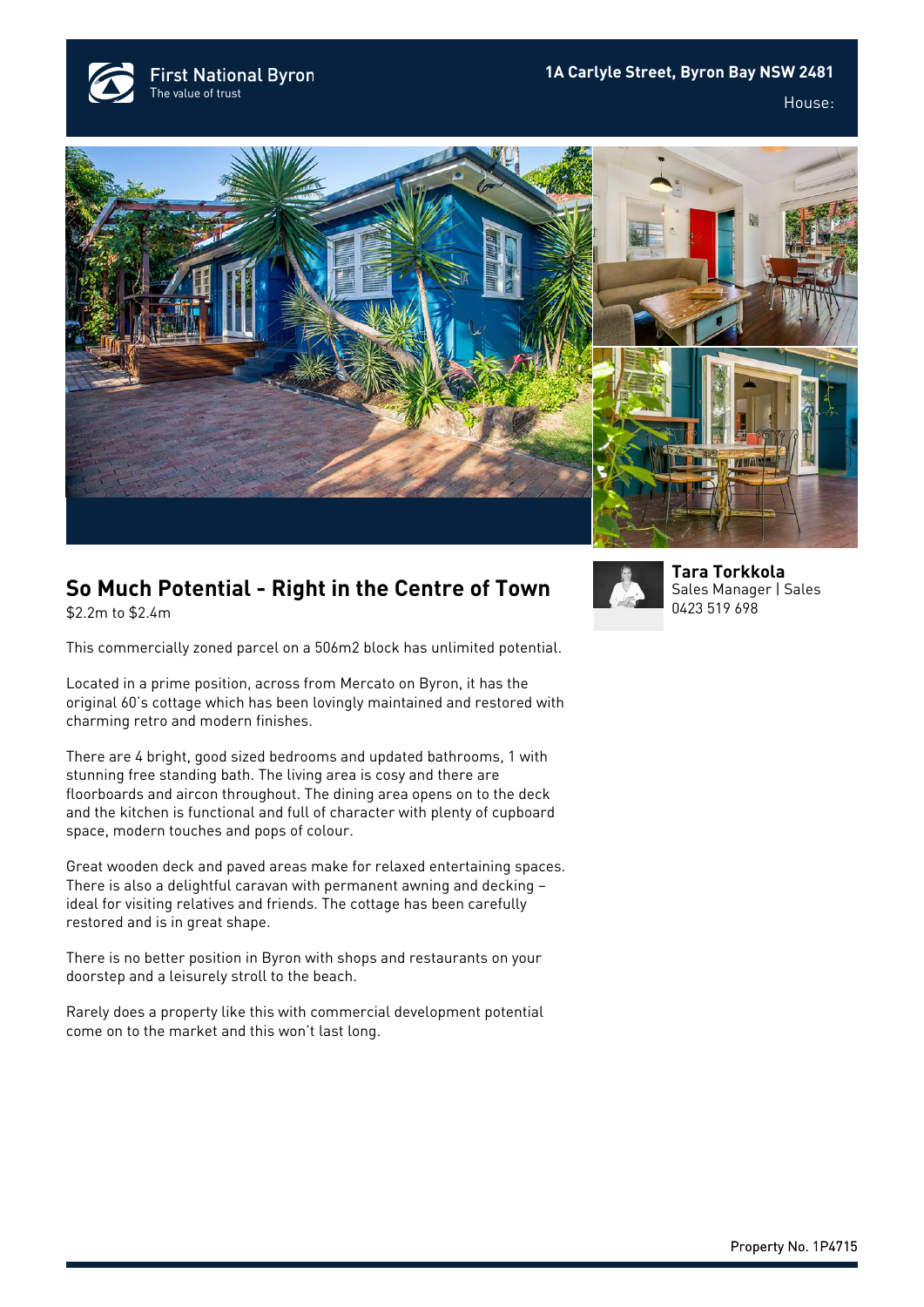First National Byron
The value of trust

**1A Carlyle Street, Byron Bay NSW 2481**

House:

## So Much Potential - Right in the Centre of Town

$2.2m to $2.4m

**Tara Torkkola**
Sales Manager | Sales
0423 519 698

This commercially zoned parcel on a 506m2 block has unlimited potential.

Located in a prime position, across from Mercato on Byron, it has the original 60's cottage which has been lovingly maintained and restored with charming retro and modern finishes.

There are 4 bright, good sized bedrooms and updated bathrooms, 1 with stunning free standing bath. The living area is cosy and there are floorboards and aircon throughout. The dining area opens on to the deck and the kitchen is functional and full of character with plenty of cupboard space, modern touches and pops of colour.

Great wooden deck and paved areas make for relaxed entertaining spaces. There is also a delightful caravan with permanent awning and decking – ideal for visiting relatives and friends. The cottage has been carefully restored and is in great shape.

There is no better position in Byron with shops and restaurants on your doorstep and a leisurely stroll to the beach.

Rarely does a property like this with commercial development potential come on to the market and this won't last long.

Property No. 1P4715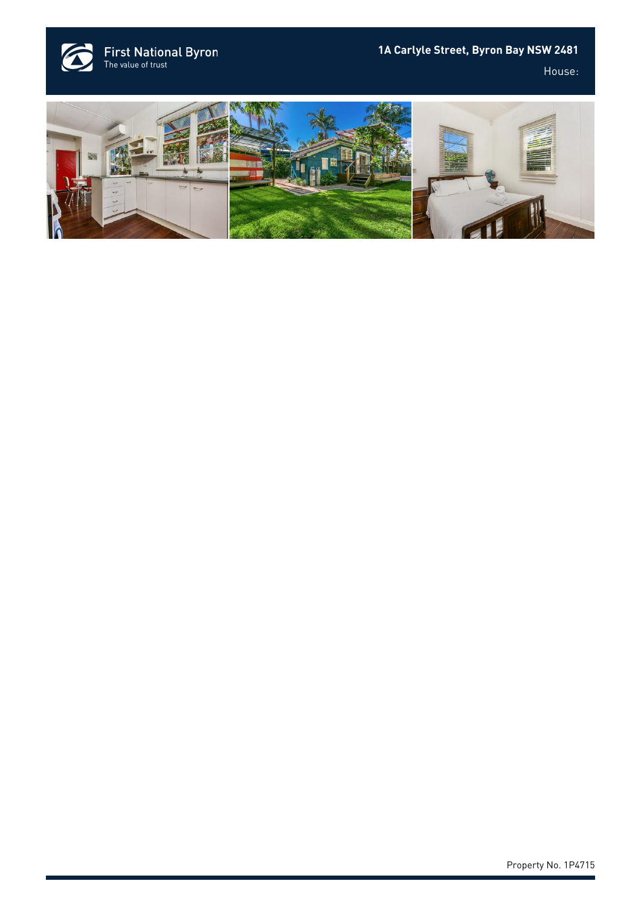First National Byron

The value of trust

**1A Carlyle Street, Byron Bay NSW 2481**

House:

Property No. 1P4715